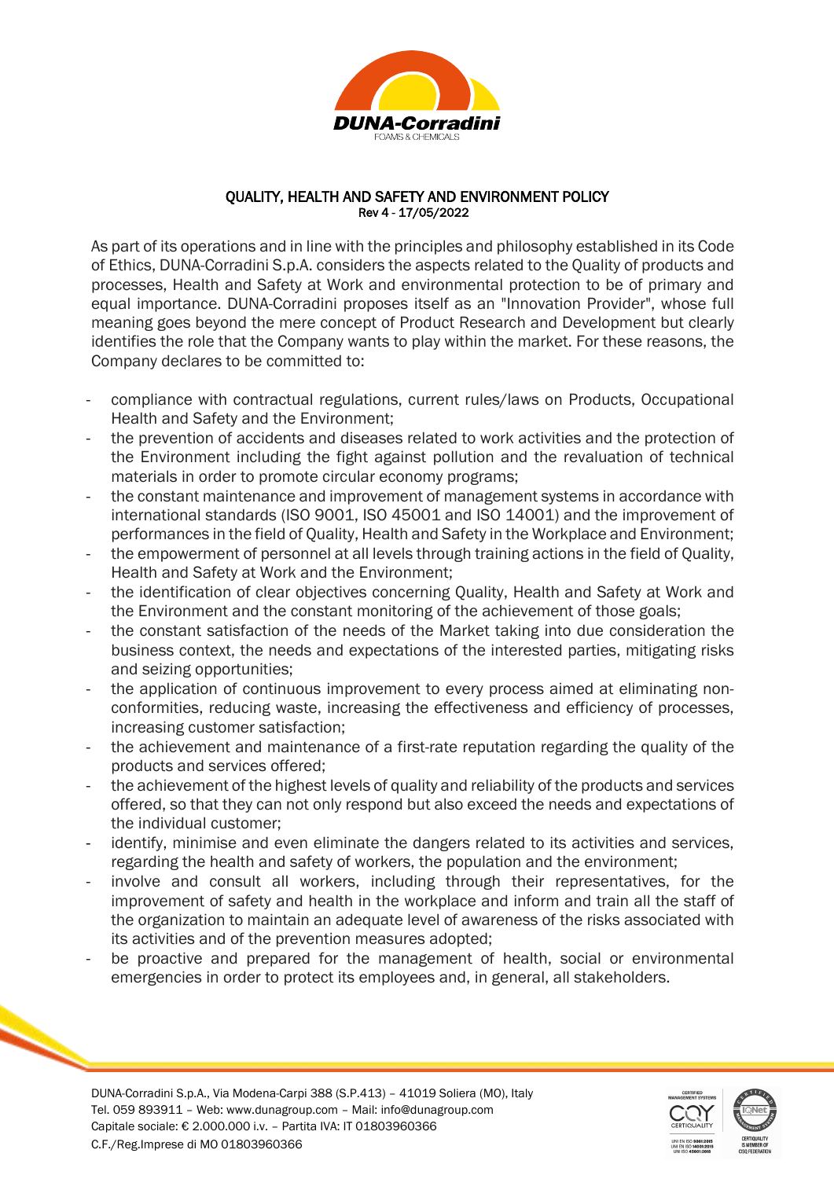# QUALITY, HEALTH AND SAFETY AND ENVIRONMENT POLICY

Rev 4 - 17/05/2022

As part of its operations and in line with the principles and philosophy established in its Code of Ethics, DUNA-Corradini S.p.A. considers the aspects related to the Quality of products and processes, Health and Safety at Work and environmental protection to be of primary and equal importance. DUNA-Corradini proposes itself as an "Innovation Provider", whose full meaning goes beyond the mere concept of Product Research and Development but clearly identifies the role that the Company wants to play within the market. For these reasons, the Company declares to be committed to:

- compliance with contractual regulations, current rules/laws on Products, Occupational Health and Safety and the Environment;
- the prevention of accidents and diseases related to work activities and the protection of the Environment including the fight against pollution and the revaluation of technical materials in order to promote circular economy programs;
- the constant maintenance and improvement of management systems in accordance with international standards (ISO 9001, ISO 45001 and ISO 14001) and the improvement of performances in the field of Quality, Health and Safety in the Workplace and Environment;
- the empowerment of personnel at all levels through training actions in the field of Quality, Health and Safety at Work and the Environment;
- the identification of clear objectives concerning Quality, Health and Safety at Work and the Environment and the constant monitoring of the achievement of those goals;
- the constant satisfaction of the needs of the Market taking into due consideration the business context, the needs and expectations of the interested parties, mitigating risks and seizing opportunities;
- the application of continuous improvement to every process aimed at eliminating non-conformities, reducing waste, increasing the effectiveness and efficiency of processes, increasing customer satisfaction;
- the achievement and maintenance of a first-rate reputation regarding the quality of the products and services offered;
- the achievement of the highest levels of quality and reliability of the products and services offered, so that they can not only respond but also exceed the needs and expectations of the individual customer;
- identify, minimise and even eliminate the dangers related to its activities and services, regarding the health and safety of workers, the population and the environment;
- involve and consult all workers, including through their representatives, for the improvement of safety and health in the workplace and inform and train all the staff of the organization to maintain an adequate level of awareness of the risks associated with its activities and of the prevention measures adopted;
- be proactive and prepared for the management of health, social or environmental emergencies in order to protect its employees and, in general, all stakeholders.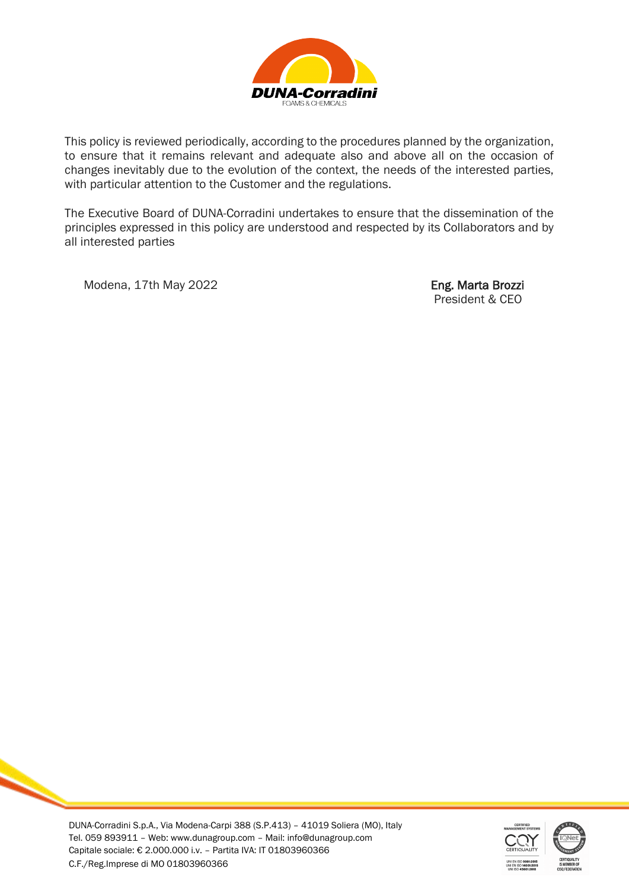This policy is reviewed periodically, according to the procedures planned by the organization, to ensure that it remains relevant and adequate also and above all on the occasion of changes inevitably due to the evolution of the context, the needs of the interested parties, with particular attention to the Customer and the regulations.

The Executive Board of DUNA-Corradini undertakes to ensure that the dissemination of the principles expressed in this policy are understood and respected by its Collaborators and by all interested parties

Modena, 17th May 2022

**Eng. Marta Brozzi**
President & CEO

DUNA-Corradini S.p.A., Via Modena-Carpi 388 (S.P.413) – 41019 Soliera (MO), Italy
Tel. 059 893911 – Web: www.dunagroup.com – Mail: info@dunagroup.com
Capitale sociale: € 2.000.000 i.v. – Partita IVA: IT 01803960366
C.F./Reg.Imprese di MO 01803960366